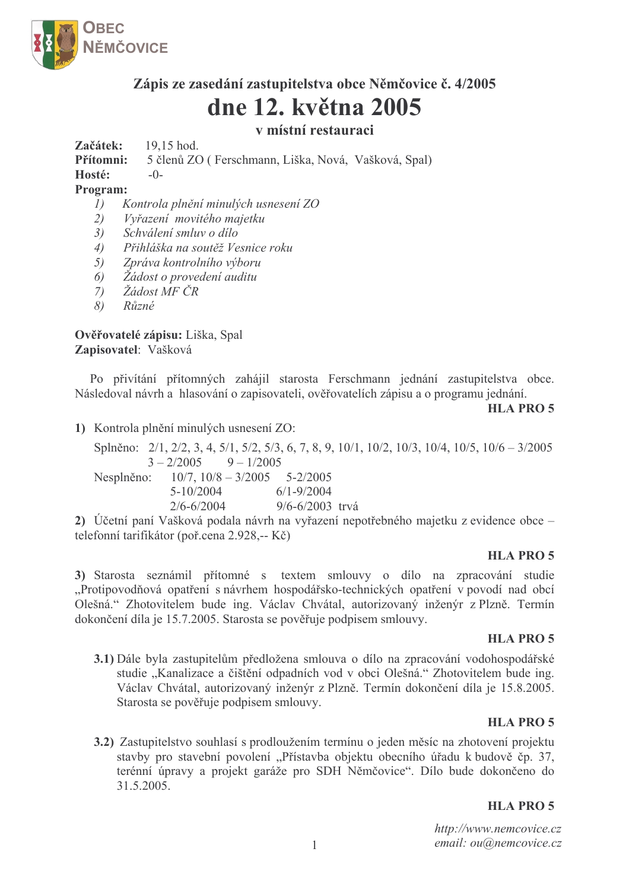OBEC NĚMČOVICE

## Zápis ze zasedání zastupitelstva obce Němčovice č. 4/2005

# dne 12. května 2005

### v místní restauraci

**Začátek:** 19,15 hod.
**Přítomni:** 5 členů ZO ( Ferschmann, Liška, Nová, Vašková, Spal)
**Hosté:** -0-
**Program:**

1) *Kontrola plnění minulých usnesení ZO*
2) *Vyřazení movitého majetku*
3) *Schválení smluv o dílo*
4) *Přihláška na soutěž Vesnice roku*
5) *Zpráva kontrolního výboru*
6) *Žádost o provedení auditu*
7) *Žádost MF ČR*
8) *Různé*

**Ověřovatelé zápisu:** Liška, Spal
**Zapisovatel**: Vašková

Po přivítání přítomných zahájil starosta Ferschmann jednání zastupitelstva obce. Následoval návrh a hlasování o zapisovateli, ověřovatelích zápisu a o programu jednání.

**HLA PRO 5**

**1)** Kontrola plnění minulých usnesení ZO:

Splněno: 2/1, 2/2, 3, 4, 5/1, 5/2, 5/3, 6, 7, 8, 9, 10/1, 10/2, 10/3, 10/4, 10/5, 10/6 – 3/2005
3 – 2/2005 9 – 1/2005

Nesplněno: 10/7, 10/8 – 3/2005 5-2/2005
5-10/2004 6/1-9/2004
2/6-6/2004 9/6-6/2003 trvá

**2)** Účetní paní Vašková podala návrh na vyřazení nepotřebného majetku z evidence obce – telefonní tarifikátor (poř.cena 2.928,-- Kč)

**HLA PRO 5**

**3)** Starosta seznámil přítomné s textem smlouvy o dílo na zpracování studie „Protipovodňová opatření s návrhem hospodářsko-technických opatření v povodí nad obcí Olešná." Zhotovitelem bude ing. Václav Chvátal, autorizovaný inženýr z Plzně. Termín dokončení díla je 15.7.2005. Starosta se pověřuje podpisem smlouvy.

**HLA PRO 5**

**3.1)** Dále byla zastupitelům předložena smlouva o dílo na zpracování vodohospodářské studie „Kanalizace a čištění odpadních vod v obci Olešná." Zhotovitelem bude ing. Václav Chvátal, autorizovaný inženýr z Plzně. Termín dokončení díla je 15.8.2005. Starosta se pověřuje podpisem smlouvy.

**HLA PRO 5**

**3.2)** Zastupitelstvo souhlasí s prodloužením termínu o jeden měsíc na zhotovení projektu stavby pro stavební povolení „Přístavba objektu obecního úřadu k budově čp. 37, terénní úpravy a projekt garáže pro SDH Němčovice". Dílo bude dokončeno do 31.5.2005.

**HLA PRO 5**

*http://www.nemcovice.cz*
*email: ou@nemcovice.cz*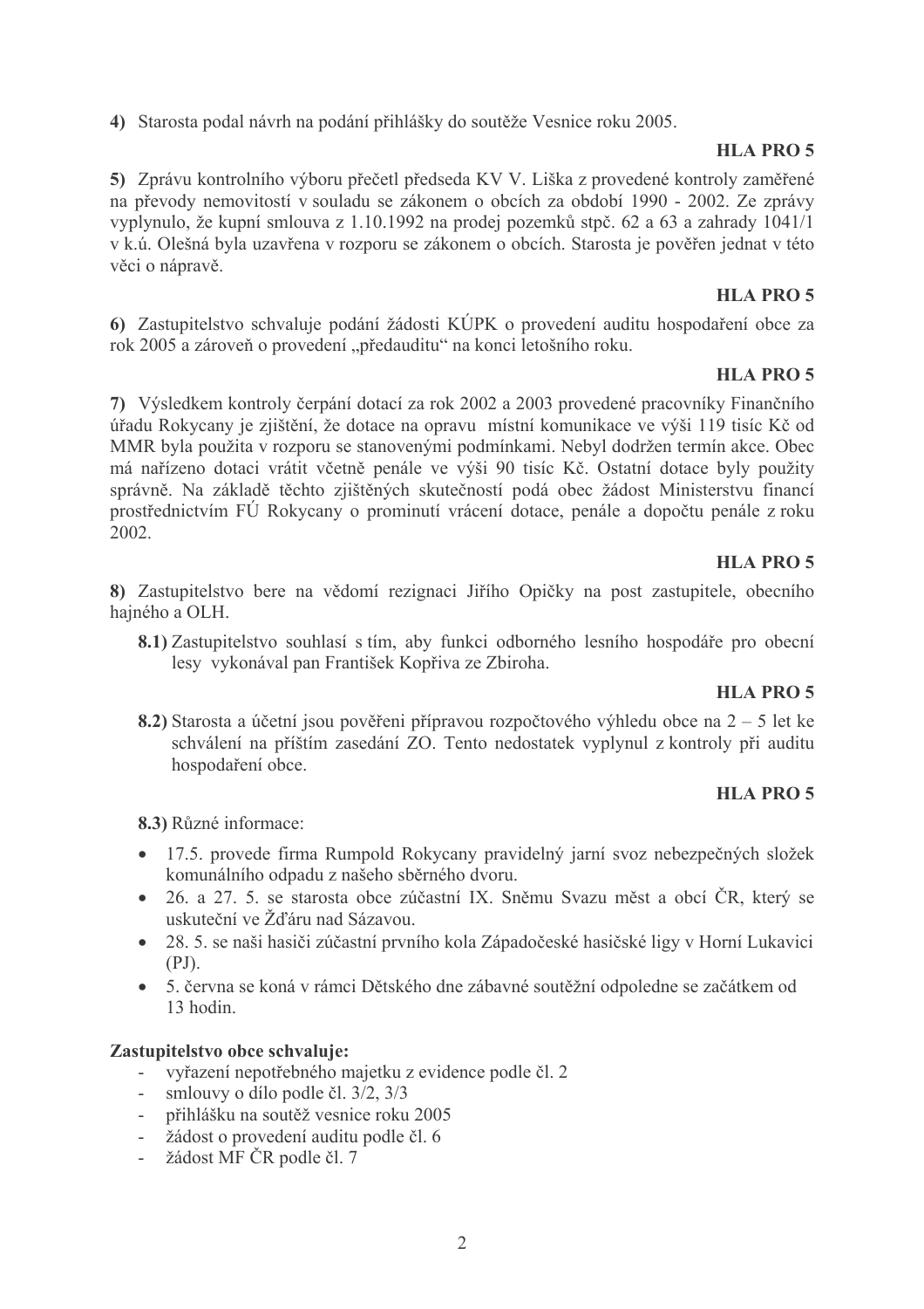**4)** Starosta podal návrh na podání přihlášky do soutěže Vesnice roku 2005.

**HLA PRO 5**

**5)** Zprávu kontrolního výboru přečetl předseda KV V. Liška z provedené kontroly zaměřené na převody nemovitostí v souladu se zákonem o obcích za období 1990 - 2002. Ze zprávy vyplynulo, že kupní smlouva z 1.10.1992 na prodej pozemků stpč. 62 a 63 a zahrady 1041/1 v k.ú. Olešná byla uzavřena v rozporu se zákonem o obcích. Starosta je pověřen jednat v této věci o nápravě.

**HLA PRO 5**

**6)** Zastupitelstvo schvaluje podání žádosti KÚPK o provedení auditu hospodaření obce za rok 2005 a zároveň o provedení „předauditu" na konci letošního roku.

**HLA PRO 5**

**7)** Výsledkem kontroly čerpání dotací za rok 2002 a 2003 provedené pracovníky Finančního úřadu Rokycany je zjištění, že dotace na opravu místní komunikace ve výši 119 tisíc Kč od MMR byla použita v rozporu se stanovenými podmínkami. Nebyl dodržen termín akce. Obec má nařízeno dotaci vrátit včetně penále ve výši 90 tisíc Kč. Ostatní dotace byly použity správně. Na základě těchto zjištěných skutečností podá obec žádost Ministerstvu financí prostřednictvím FÚ Rokycany o prominutí vrácení dotace, penále a dopočtu penále z roku 2002.

**HLA PRO 5**

**8)** Zastupitelstvo bere na vědomí rezignaci Jiřího Opičky na post zastupitele, obecního hajného a OLH.

**8.1)** Zastupitelstvo souhlasí s tím, aby funkci odborného lesního hospodáře pro obecní lesy vykonával pan František Kopřiva ze Zbiroha.

**HLA PRO 5**

**8.2)** Starosta a účetní jsou pověřeni přípravou rozpočtového výhledu obce na 2 – 5 let ke schválení na příštím zasedání ZO. Tento nedostatek vyplynul z kontroly při auditu hospodaření obce.

**HLA PRO 5**

**8.3)** Různé informace:

- 17.5. provede firma Rumpold Rokycany pravidelný jarní svoz nebezpečných složek komunálního odpadu z našeho sběrného dvoru.
- 26. a 27. 5. se starosta obce zúčastní IX. Sněmu Svazu měst a obcí ČR, který se uskuteční ve Žďáru nad Sázavou.
- 28. 5. se naši hasiči zúčastní prvního kola Západočeské hasičské ligy v Horní Lukavici (PJ).
- 5. června se koná v rámci Dětského dne zábavné soutěžní odpoledne se začátkem od 13 hodin.

**Zastupitelstvo obce schvaluje:**

- vyřazení nepotřebného majetku z evidence podle čl. 2
- smlouvy o dílo podle čl. 3/2, 3/3
- přihlášku na soutěž vesnice roku 2005
- žádost o provedení auditu podle čl. 6
- žádost MF ČR podle čl. 7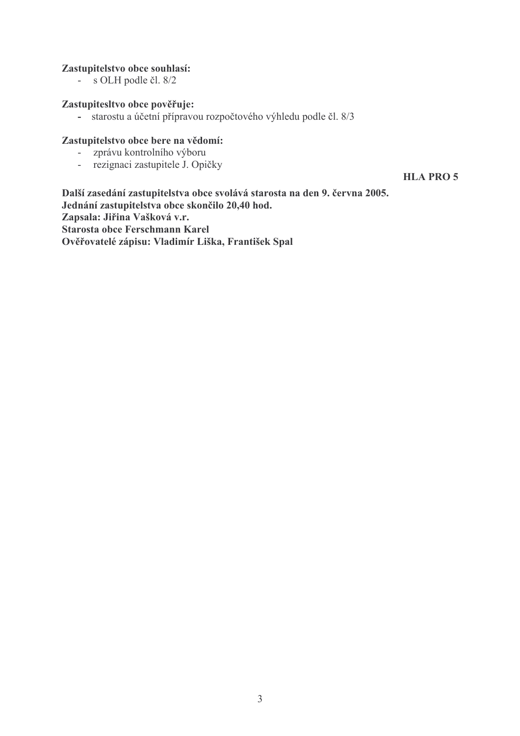**Zastupitelstvo obce souhlasí:**

- s OLH podle čl. 8/2

**Zastupitesltvo obce pověřuje:**

- starostu a účetní přípravou rozpočtového výhledu podle čl. 8/3

**Zastupitelstvo obce bere na vědomí:**

- zprávu kontrolního výboru
- rezignaci zastupitele J. Opičky

**HLA PRO 5**

**Další zasedání zastupitelstva obce svolává starosta na den 9. června 2005.**
**Jednání zastupitelstva obce skončilo 20,40 hod.**
**Zapsala: Jiřina Vašková v.r.**
**Starosta obce Ferschmann Karel**
**Ověřovatelé zápisu: Vladimír Liška, František Spal**